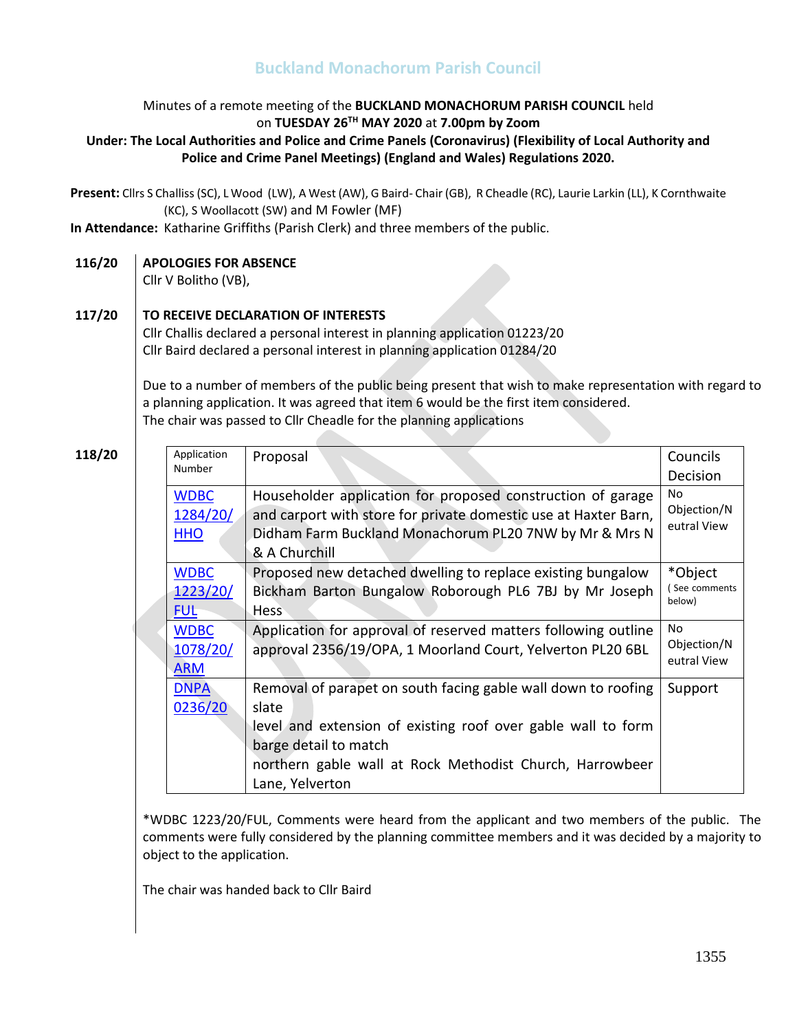# Buckland Monachorum Parish Council

Minutes of a remote meeting of the **BUCKLAND MONACHORUM PARISH COUNCIL** held on **TUESDAY 26TH MAY 2020** at **7.00pm by Zoom**

**Under: The Local Authorities and Police and Crime Panels (Coronavirus) (Flexibility of Local Authority and Police and Crime Panel Meetings) (England and Wales) Regulations 2020.**

**Present:** Cllrs S Challiss (SC), L Wood (LW), A West (AW), G Baird- Chair (GB), R Cheadle (RC), Laurie Larkin (LL), K Cornthwaite (KC), S Woollacott (SW) and M Fowler (MF)

**In Attendance:** Katharine Griffiths (Parish Clerk) and three members of the public.

**116/20 APOLOGIES FOR ABSENCE**

Cllr V Bolitho (VB),

**117/20 TO RECEIVE DECLARATION OF INTERESTS**

Cllr Challis declared a personal interest in planning application 01223/20

Cllr Baird declared a personal interest in planning application 01284/20

Due to a number of members of the public being present that wish to make representation with regard to a planning application. It was agreed that item 6 would be the first item considered.

The chair was passed to Cllr Cheadle for the planning applications

**118/20**

| Application Number | Proposal | Councils Decision |
|---|---|---|
| WDBC 1284/20/ HHO | Householder application for proposed construction of garage and carport with store for private domestic use at Haxter Barn, Didham Farm Buckland Monachorum PL20 7NW by Mr & Mrs N & A Churchill | No Objection/Neutral View |
| WDBC 1223/20/ FUL | Proposed new detached dwelling to replace existing bungalow Bickham Barton Bungalow Roborough PL6 7BJ by Mr Joseph Hess | *Object ( See comments below) |
| WDBC 1078/20/ ARM | Application for approval of reserved matters following outline approval 2356/19/OPA, 1 Moorland Court, Yelverton PL20 6BL | No Objection/Neutral View |
| DNPA 0236/20 | Removal of parapet on south facing gable wall down to roofing slate level and extension of existing roof over gable wall to form barge detail to match northern gable wall at Rock Methodist Church, Harrowbeer Lane, Yelverton | Support |

*WDBC 1223/20/FUL, Comments were heard from the applicant and two members of the public. The comments were fully considered by the planning committee members and it was decided by a majority to object to the application.

The chair was handed back to Cllr Baird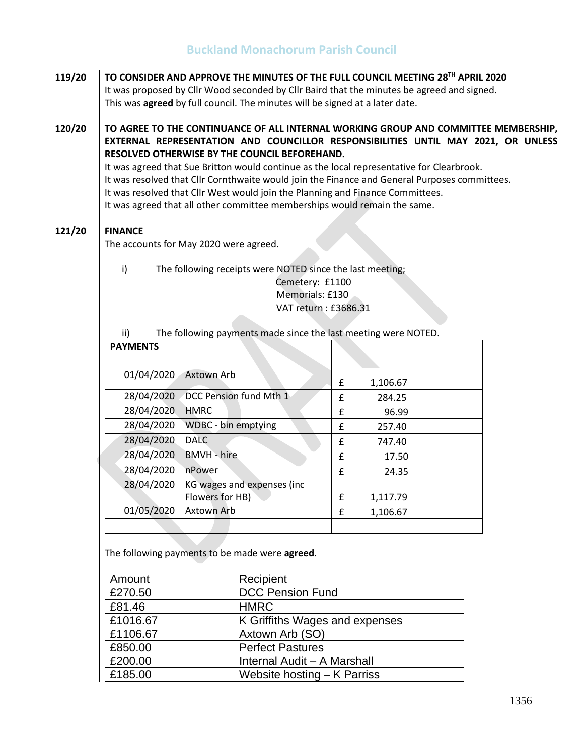**119/20** **TO CONSIDER AND APPROVE THE MINUTES OF THE FULL COUNCIL MEETING 28TH APRIL 2020**

It was proposed by Cllr Wood seconded by Cllr Baird that the minutes be agreed and signed. This was **agreed** by full council. The minutes will be signed at a later date.

**120/20** **TO AGREE TO THE CONTINUANCE OF ALL INTERNAL WORKING GROUP AND COMMITTEE MEMBERSHIP, EXTERNAL REPRESENTATION AND COUNCILLOR RESPONSIBILITIES UNTIL MAY 2021, OR UNLESS RESOLVED OTHERWISE BY THE COUNCIL BEFOREHAND.**

It was agreed that Sue Britton would continue as the local representative for Clearbrook.
It was resolved that Cllr Cornthwaite would join the Finance and General Purposes committees.
It was resolved that Cllr West would join the Planning and Finance Committees.
It was agreed that all other committee memberships would remain the same.

**121/20** **FINANCE**

The accounts for May 2020 were agreed.

i) The following receipts were NOTED since the last meeting;

Cemetery: £1100
Memorials: £130
VAT return : £3686.31

ii) The following payments made since the last meeting were NOTED.

| PAYMENTS | | |
|---|---|---|
| | | |
| 01/04/2020 | Axtown Arb | £ 1,106.67 |
| 28/04/2020 | DCC Pension fund Mth 1 | £ 284.25 |
| 28/04/2020 | HMRC | £ 96.99 |
| 28/04/2020 | WDBC - bin emptying | £ 257.40 |
| 28/04/2020 | DALC | £ 747.40 |
| 28/04/2020 | BMVH - hire | £ 17.50 |
| 28/04/2020 | nPower | £ 24.35 |
| 28/04/2020 | KG wages and expenses (inc Flowers for HB) | £ 1,117.79 |
| 01/05/2020 | Axtown Arb | £ 1,106.67 |
| | | |

The following payments to be made were **agreed**.

| Amount | Recipient |
|---|---|
| £270.50 | DCC Pension Fund |
| £81.46 | HMRC |
| £1016.67 | K Griffiths Wages and expenses |
| £1106.67 | Axtown Arb (SO) |
| £850.00 | Perfect Pastures |
| £200.00 | Internal Audit – A Marshall |
| £185.00 | Website hosting – K Parriss |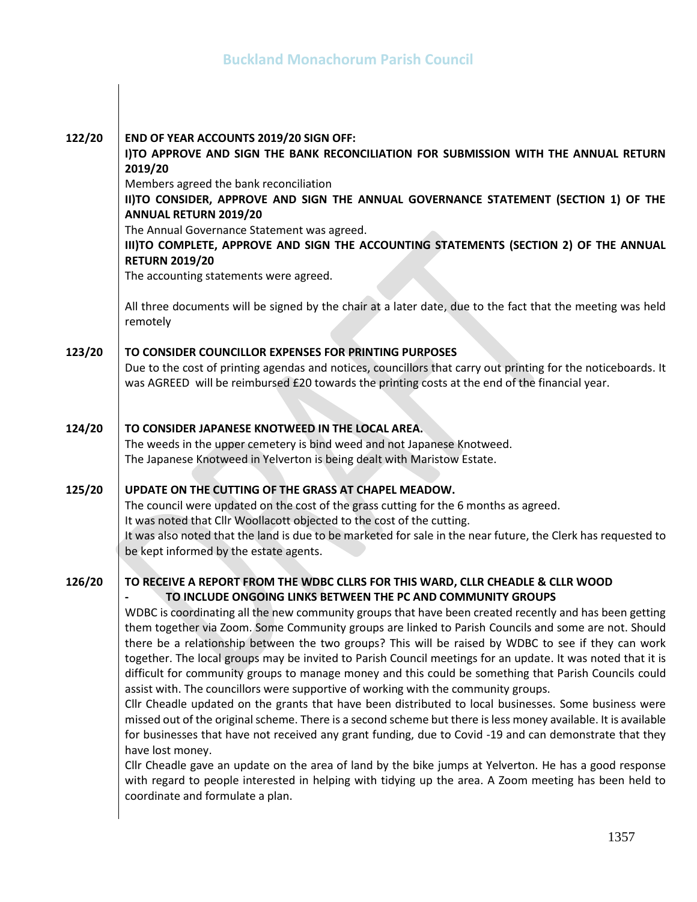| | |
|---|---|
| **122/20** | **END OF YEAR ACCOUNTS 2019/20 SIGN OFF:**<br>**I)TO APPROVE AND SIGN THE BANK RECONCILIATION FOR SUBMISSION WITH THE ANNUAL RETURN 2019/20**<br>Members agreed the bank reconciliation<br>**II)TO CONSIDER, APPROVE AND SIGN THE ANNUAL GOVERNANCE STATEMENT (SECTION 1) OF THE ANNUAL RETURN 2019/20**<br>The Annual Governance Statement was agreed.<br>**III)TO COMPLETE, APPROVE AND SIGN THE ACCOUNTING STATEMENTS (SECTION 2) OF THE ANNUAL RETURN 2019/20**<br>The accounting statements were agreed.<br><br>All three documents will be signed by the chair at a later date, due to the fact that the meeting was held remotely |
| **123/20** | **TO CONSIDER COUNCILLOR EXPENSES FOR PRINTING PURPOSES**<br>Due to the cost of printing agendas and notices, councillors that carry out printing for the noticeboards. It was AGREED will be reimbursed £20 towards the printing costs at the end of the financial year. |
| **124/20** | **TO CONSIDER JAPANESE KNOTWEED IN THE LOCAL AREA.**<br>The weeds in the upper cemetery is bind weed and not Japanese Knotweed.<br>The Japanese Knotweed in Yelverton is being dealt with Maristow Estate. |
| **125/20** | **UPDATE ON THE CUTTING OF THE GRASS AT CHAPEL MEADOW.**<br>The council were updated on the cost of the grass cutting for the 6 months as agreed.<br>It was noted that Cllr Woollacott objected to the cost of the cutting.<br>It was also noted that the land is due to be marketed for sale in the near future, the Clerk has requested to be kept informed by the estate agents. |
| **126/20** | **TO RECEIVE A REPORT FROM THE WDBC CLLRS FOR THIS WARD, CLLR CHEADLE & CLLR WOOD**<br>**- TO INCLUDE ONGOING LINKS BETWEEN THE PC AND COMMUNITY GROUPS**<br>WDBC is coordinating all the new community groups that have been created recently and has been getting them together via Zoom. Some Community groups are linked to Parish Councils and some are not. Should there be a relationship between the two groups? This will be raised by WDBC to see if they can work together. The local groups may be invited to Parish Council meetings for an update. It was noted that it is difficult for community groups to manage money and this could be something that Parish Councils could assist with. The councillors were supportive of working with the community groups.<br>Cllr Cheadle updated on the grants that have been distributed to local businesses. Some business were missed out of the original scheme. There is a second scheme but there is less money available. It is available for businesses that have not received any grant funding, due to Covid -19 and can demonstrate that they have lost money.<br>Cllr Cheadle gave an update on the area of land by the bike jumps at Yelverton. He has a good response with regard to people interested in helping with tidying up the area. A Zoom meeting has been held to coordinate and formulate a plan. |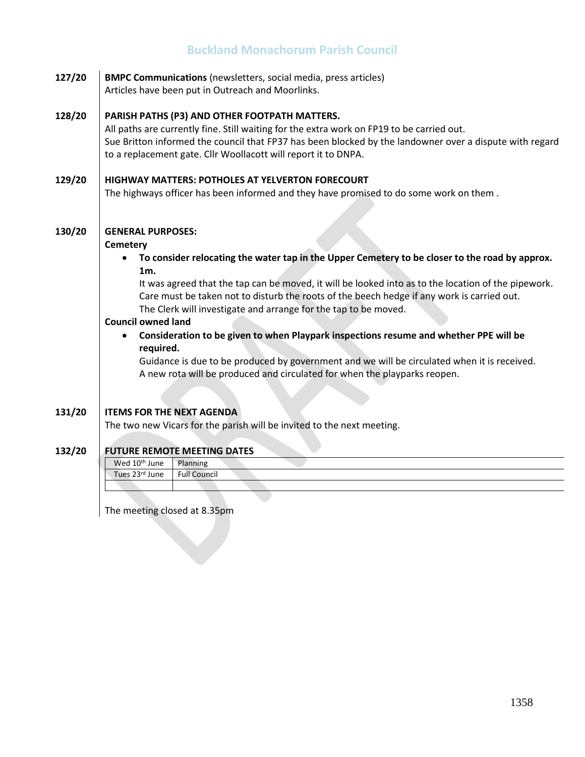**127/20** **BMPC Communications** (newsletters, social media, press articles)
Articles have been put in Outreach and Moorlinks.

**128/20** **PARISH PATHS (P3) AND OTHER FOOTPATH MATTERS.**
All paths are currently fine. Still waiting for the extra work on FP19 to be carried out.
Sue Britton informed the council that FP37 has been blocked by the landowner over a dispute with regard to a replacement gate. Cllr Woollacott will report it to DNPA.

**129/20** **HIGHWAY MATTERS: POTHOLES AT YELVERTON FORECOURT**
The highways officer has been informed and they have promised to do some work on them .

**130/20** **GENERAL PURPOSES:**

**Cemetery**

- **To consider relocating the water tap in the Upper Cemetery to be closer to the road by approx. 1m.**
  It was agreed that the tap can be moved, it will be looked into as to the location of the pipework. Care must be taken not to disturb the roots of the beech hedge if any work is carried out.
  The Clerk will investigate and arrange for the tap to be moved.

**Council owned land**

- **Consideration to be given to when Playpark inspections resume and whether PPE will be required.**
  Guidance is due to be produced by government and we will be circulated when it is received.
  A new rota will be produced and circulated for when the playparks reopen.

**131/20** **ITEMS FOR THE NEXT AGENDA**
The two new Vicars for the parish will be invited to the next meeting.

**132/20** **FUTURE REMOTE MEETING DATES**

| | |
|---|---|
| Wed 10th June | Planning |
| Tues 23rd June | Full Council |
| | |

The meeting closed at 8.35pm